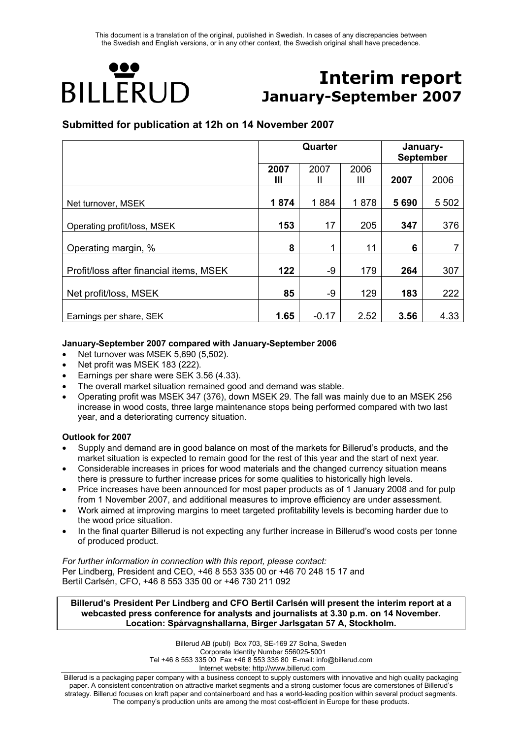This document is a translation of the original, published in Swedish. In cases of any discrepancies between the Swedish and English versions, or in any other context, the Swedish original shall have precedence.

BILLERUD

# Interim report
## January-September 2007

### Submitted for publication at 12h on 14 November 2007

| | Quarter | | | January-September | |
|---|---|---|---|---|---|
| | **2007 III** | 2007 II | 2006 III | **2007** | 2006 |
| Net turnover, MSEK | **1 874** | 1 884 | 1 878 | **5 690** | 5 502 |
| Operating profit/loss, MSEK | **153** | 17 | 205 | **347** | 376 |
| Operating margin, % | **8** | 1 | 11 | **6** | 7 |
| Profit/loss after financial items, MSEK | **122** | -9 | 179 | **264** | 307 |
| Net profit/loss, MSEK | **85** | -9 | 129 | **183** | 222 |
| Earnings per share, SEK | **1.65** | -0.17 | 2.52 | **3.56** | 4.33 |

**January-September 2007 compared with January-September 2006**

- Net turnover was MSEK 5,690 (5,502).
- Net profit was MSEK 183 (222).
- Earnings per share were SEK 3.56 (4.33).
- The overall market situation remained good and demand was stable.
- Operating profit was MSEK 347 (376), down MSEK 29. The fall was mainly due to an MSEK 256 increase in wood costs, three large maintenance stops being performed compared with two last year, and a deteriorating currency situation.

**Outlook for 2007**

- Supply and demand are in good balance on most of the markets for Billerud's products, and the market situation is expected to remain good for the rest of this year and the start of next year.
- Considerable increases in prices for wood materials and the changed currency situation means there is pressure to further increase prices for some qualities to historically high levels.
- Price increases have been announced for most paper products as of 1 January 2008 and for pulp from 1 November 2007, and additional measures to improve efficiency are under assessment.
- Work aimed at improving margins to meet targeted profitability levels is becoming harder due to the wood price situation.
- In the final quarter Billerud is not expecting any further increase in Billerud's wood costs per tonne of produced product.

*For further information in connection with this report, please contact:*
Per Lindberg, President and CEO, +46 8 553 335 00 or +46 70 248 15 17 and
Bertil Carlsén, CFO, +46 8 553 335 00 or +46 730 211 092

**Billerud's President Per Lindberg and CFO Bertil Carlsén will present the interim report at a webcasted press conference for analysts and journalists at 3.30 p.m. on 14 November. Location: Spårvagnshallarna, Birger Jarlsgatan 57 A, Stockholm.**

Billerud AB (publ) Box 703, SE-169 27 Solna, Sweden
Corporate Identity Number 556025-5001
Tel +46 8 553 335 00 Fax +46 8 553 335 80 E-mail: info@billerud.com
Internet website: http://www.billerud.com

Billerud is a packaging paper company with a business concept to supply customers with innovative and high quality packaging paper. A consistent concentration on attractive market segments and a strong customer focus are cornerstones of Billerud's strategy. Billerud focuses on kraft paper and containerboard and has a world-leading position within several product segments. The company's production units are among the most cost-efficient in Europe for these products.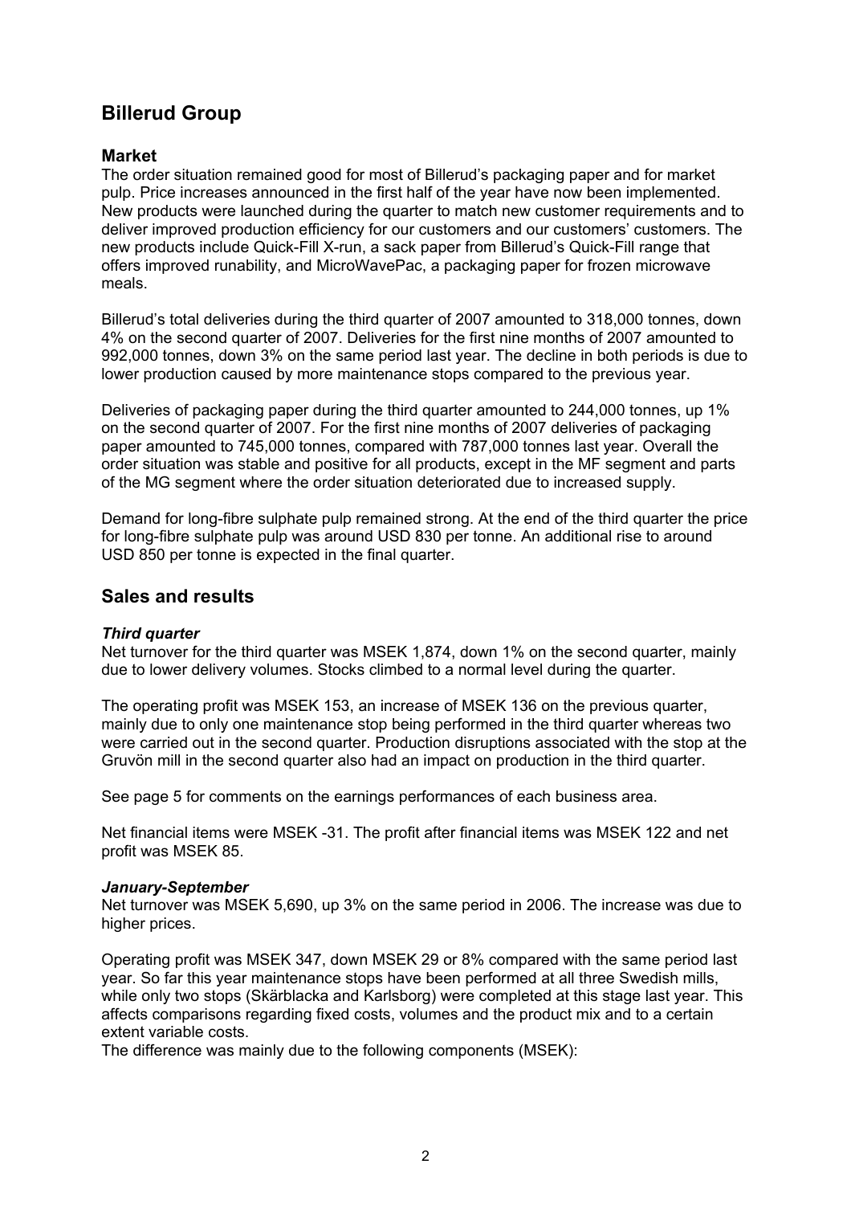# Billerud Group

## Market

The order situation remained good for most of Billerud's packaging paper and for market pulp. Price increases announced in the first half of the year have now been implemented. New products were launched during the quarter to match new customer requirements and to deliver improved production efficiency for our customers and our customers' customers. The new products include Quick-Fill X-run, a sack paper from Billerud's Quick-Fill range that offers improved runability, and MicroWavePac, a packaging paper for frozen microwave meals.

Billerud's total deliveries during the third quarter of 2007 amounted to 318,000 tonnes, down 4% on the second quarter of 2007. Deliveries for the first nine months of 2007 amounted to 992,000 tonnes, down 3% on the same period last year. The decline in both periods is due to lower production caused by more maintenance stops compared to the previous year.

Deliveries of packaging paper during the third quarter amounted to 244,000 tonnes, up 1% on the second quarter of 2007. For the first nine months of 2007 deliveries of packaging paper amounted to 745,000 tonnes, compared with 787,000 tonnes last year. Overall the order situation was stable and positive for all products, except in the MF segment and parts of the MG segment where the order situation deteriorated due to increased supply.

Demand for long-fibre sulphate pulp remained strong. At the end of the third quarter the price for long-fibre sulphate pulp was around USD 830 per tonne. An additional rise to around USD 850 per tonne is expected in the final quarter.

# Sales and results

### *Third quarter*

Net turnover for the third quarter was MSEK 1,874, down 1% on the second quarter, mainly due to lower delivery volumes. Stocks climbed to a normal level during the quarter.

The operating profit was MSEK 153, an increase of MSEK 136 on the previous quarter, mainly due to only one maintenance stop being performed in the third quarter whereas two were carried out in the second quarter. Production disruptions associated with the stop at the Gruvön mill in the second quarter also had an impact on production in the third quarter.

See page 5 for comments on the earnings performances of each business area.

Net financial items were MSEK -31. The profit after financial items was MSEK 122 and net profit was MSEK 85.

### *January-September*

Net turnover was MSEK 5,690, up 3% on the same period in 2006. The increase was due to higher prices.

Operating profit was MSEK 347, down MSEK 29 or 8% compared with the same period last year. So far this year maintenance stops have been performed at all three Swedish mills, while only two stops (Skärblacka and Karlsborg) were completed at this stage last year. This affects comparisons regarding fixed costs, volumes and the product mix and to a certain extent variable costs.

The difference was mainly due to the following components (MSEK):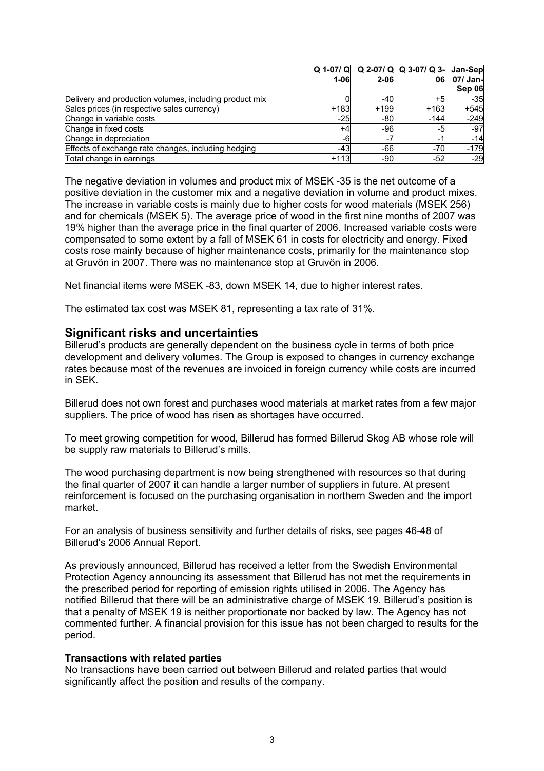| | Q 1-07/ Q 1-06 | Q 2-07/ Q 2-06 | Q 3-07/ Q 3-06 | Jan-Sep 07/ Jan-Sep 06 |
|---|---|---|---|---|
| Delivery and production volumes, including product mix | 0 | -40 | +5 | -35 |
| Sales prices (in respective sales currency) | +183 | +199 | +163 | +545 |
| Change in variable costs | -25 | -80 | -144 | -249 |
| Change in fixed costs | +4 | -96 | -5 | -97 |
| Change in depreciation | -6 | -7 | -1 | -14 |
| Effects of exchange rate changes, including hedging | -43 | -66 | -70 | -179 |
| Total change in earnings | +113 | -90 | -52 | -29 |

The negative deviation in volumes and product mix of MSEK -35 is the net outcome of a positive deviation in the customer mix and a negative deviation in volume and product mixes. The increase in variable costs is mainly due to higher costs for wood materials (MSEK 256) and for chemicals (MSEK 5). The average price of wood in the first nine months of 2007 was 19% higher than the average price in the final quarter of 2006. Increased variable costs were compensated to some extent by a fall of MSEK 61 in costs for electricity and energy. Fixed costs rose mainly because of higher maintenance costs, primarily for the maintenance stop at Gruvön in 2007. There was no maintenance stop at Gruvön in 2006.

Net financial items were MSEK -83, down MSEK 14, due to higher interest rates.

The estimated tax cost was MSEK 81, representing a tax rate of 31%.

## Significant risks and uncertainties

Billerud's products are generally dependent on the business cycle in terms of both price development and delivery volumes. The Group is exposed to changes in currency exchange rates because most of the revenues are invoiced in foreign currency while costs are incurred in SEK.

Billerud does not own forest and purchases wood materials at market rates from a few major suppliers. The price of wood has risen as shortages have occurred.

To meet growing competition for wood, Billerud has formed Billerud Skog AB whose role will be supply raw materials to Billerud's mills.

The wood purchasing department is now being strengthened with resources so that during the final quarter of 2007 it can handle a larger number of suppliers in future. At present reinforcement is focused on the purchasing organisation in northern Sweden and the import market.

For an analysis of business sensitivity and further details of risks, see pages 46-48 of Billerud's 2006 Annual Report.

As previously announced, Billerud has received a letter from the Swedish Environmental Protection Agency announcing its assessment that Billerud has not met the requirements in the prescribed period for reporting of emission rights utilised in 2006. The Agency has notified Billerud that there will be an administrative charge of MSEK 19. Billerud's position is that a penalty of MSEK 19 is neither proportionate nor backed by law. The Agency has not commented further. A financial provision for this issue has not been charged to results for the period.

**Transactions with related parties**

No transactions have been carried out between Billerud and related parties that would significantly affect the position and results of the company.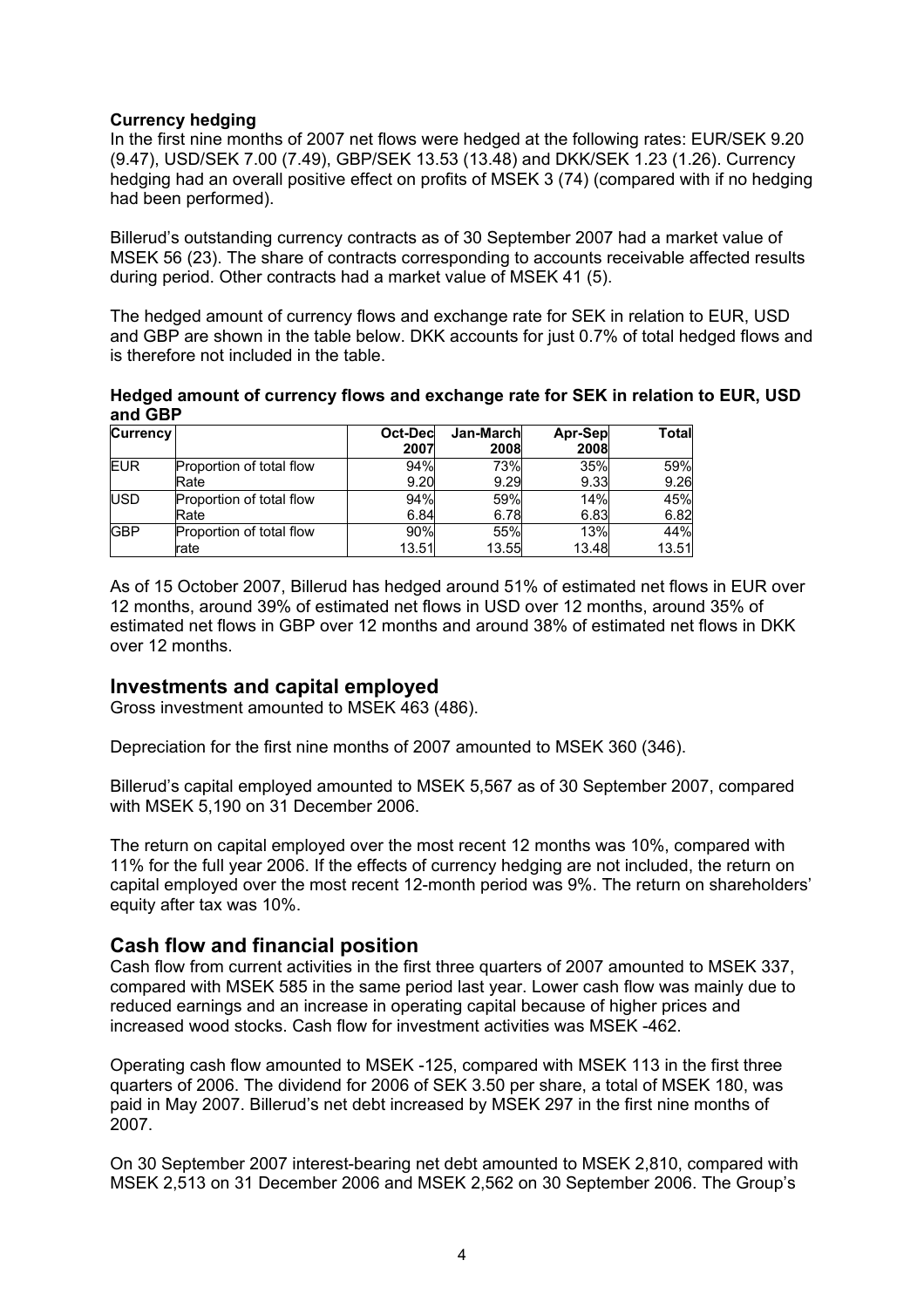**Currency hedging**

In the first nine months of 2007 net flows were hedged at the following rates: EUR/SEK 9.20 (9.47), USD/SEK 7.00 (7.49), GBP/SEK 13.53 (13.48) and DKK/SEK 1.23 (1.26). Currency hedging had an overall positive effect on profits of MSEK 3 (74) (compared with if no hedging had been performed).

Billerud's outstanding currency contracts as of 30 September 2007 had a market value of MSEK 56 (23). The share of contracts corresponding to accounts receivable affected results during period. Other contracts had a market value of MSEK 41 (5).

The hedged amount of currency flows and exchange rate for SEK in relation to EUR, USD and GBP are shown in the table below. DKK accounts for just 0.7% of total hedged flows and is therefore not included in the table.

**Hedged amount of currency flows and exchange rate for SEK in relation to EUR, USD and GBP**

| Currency | | Oct-Dec 2007 | Jan-March 2008 | Apr-Sep 2008 | Total |
|---|---|---|---|---|---|
| EUR | Proportion of total flow | 94% | 73% | 35% | 59% |
| | Rate | 9.20 | 9.29 | 9.33 | 9.26 |
| USD | Proportion of total flow | 94% | 59% | 14% | 45% |
| | Rate | 6.84 | 6.78 | 6.83 | 6.82 |
| GBP | Proportion of total flow | 90% | 55% | 13% | 44% |
| | rate | 13.51 | 13.55 | 13.48 | 13.51 |

As of 15 October 2007, Billerud has hedged around 51% of estimated net flows in EUR over 12 months, around 39% of estimated net flows in USD over 12 months, around 35% of estimated net flows in GBP over 12 months and around 38% of estimated net flows in DKK over 12 months.

## Investments and capital employed

Gross investment amounted to MSEK 463 (486).

Depreciation for the first nine months of 2007 amounted to MSEK 360 (346).

Billerud's capital employed amounted to MSEK 5,567 as of 30 September 2007, compared with MSEK 5,190 on 31 December 2006.

The return on capital employed over the most recent 12 months was 10%, compared with 11% for the full year 2006. If the effects of currency hedging are not included, the return on capital employed over the most recent 12-month period was 9%. The return on shareholders' equity after tax was 10%.

## Cash flow and financial position

Cash flow from current activities in the first three quarters of 2007 amounted to MSEK 337, compared with MSEK 585 in the same period last year. Lower cash flow was mainly due to reduced earnings and an increase in operating capital because of higher prices and increased wood stocks. Cash flow for investment activities was MSEK -462.

Operating cash flow amounted to MSEK -125, compared with MSEK 113 in the first three quarters of 2006. The dividend for 2006 of SEK 3.50 per share, a total of MSEK 180, was paid in May 2007. Billerud's net debt increased by MSEK 297 in the first nine months of 2007.

On 30 September 2007 interest-bearing net debt amounted to MSEK 2,810, compared with MSEK 2,513 on 31 December 2006 and MSEK 2,562 on 30 September 2006. The Group's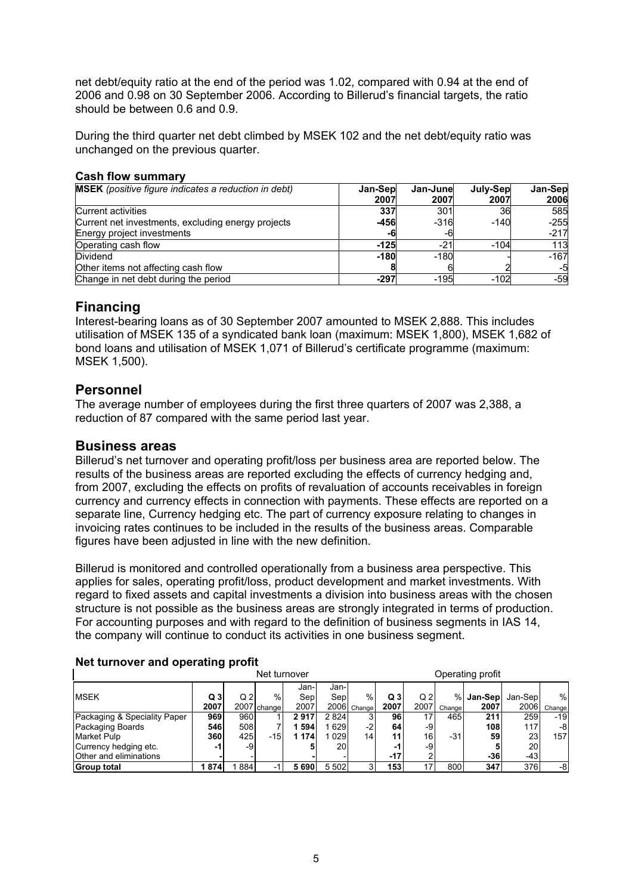net debt/equity ratio at the end of the period was 1.02, compared with 0.94 at the end of 2006 and 0.98 on 30 September 2006. According to Billerud's financial targets, the ratio should be between 0.6 and 0.9.

During the third quarter net debt climbed by MSEK 102 and the net debt/equity ratio was unchanged on the previous quarter.

**Cash flow summary**

| **MSEK** *(positive figure indicates a reduction in debt)* | **Jan-Sep 2007** | **Jan-June 2007** | **July-Sep 2007** | **Jan-Sep 2006** |
|---|---|---|---|---|
| Current activities | **337** | 301 | 36 | 585 |
| Current net investments, excluding energy projects | **-456** | -316 | -140 | -255 |
| Energy project investments | **-6** | -6 | | -217 |
| Operating cash flow | **-125** | -21 | -104 | 113 |
| Dividend | **-180** | -180 | - | -167 |
| Other items not affecting cash flow | **8** | 6 | 2 | -5 |
| Change in net debt during the period | **-297** | -195 | -102 | -59 |

## Financing

Interest-bearing loans as of 30 September 2007 amounted to MSEK 2,888. This includes utilisation of MSEK 135 of a syndicated bank loan (maximum: MSEK 1,800), MSEK 1,682 of bond loans and utilisation of MSEK 1,071 of Billerud's certificate programme (maximum: MSEK 1,500).

## Personnel

The average number of employees during the first three quarters of 2007 was 2,388, a reduction of 87 compared with the same period last year.

## Business areas

Billerud's net turnover and operating profit/loss per business area are reported below. The results of the business areas are reported excluding the effects of currency hedging and, from 2007, excluding the effects on profits of revaluation of accounts receivables in foreign currency and currency effects in connection with payments. These effects are reported on a separate line, Currency hedging etc. The part of currency exposure relating to changes in invoicing rates continues to be included in the results of the business areas. Comparable figures have been adjusted in line with the new definition.

Billerud is monitored and controlled operationally from a business area perspective. This applies for sales, operating profit/loss, product development and market investments. With regard to fixed assets and capital investments a division into business areas with the chosen structure is not possible as the business areas are strongly integrated in terms of production. For accounting purposes and with regard to the definition of business segments in IAS 14, the company will continue to conduct its activities in one business segment.

**Net turnover and operating profit**

| | Net turnover | | | | | | Operating profit | | | | | |
|---|---|---|---|---|---|---|---|---|---|---|---|---|
| MSEK | **Q 3 2007** | Q 2 2007 | % change | **Jan-Sep 2007** | Jan-Sep 2006 | % Change | **Q 3 2007** | Q 2 2007 | % Change | **Jan-Sep 2007** | Jan-Sep 2006 | % Change |
| Packaging & Speciality Paper | **969** | 960 | 1 | **2 917** | 2 824 | 3 | **96** | 17 | 465 | **211** | 259 | -19 |
| Packaging Boards | **546** | 508 | 7 | **1 594** | 1 629 | -2 | **64** | -9 | | **108** | 117 | -8 |
| Market Pulp | **360** | 425 | -15 | **1 174** | 1 029 | 14 | **11** | 16 | -31 | **59** | 23 | 157 |
| Currency hedging etc. | **-1** | -9 | | **5** | 20 | | **-1** | -9 | | **5** | 20 | |
| Other and eliminations | **-** | - | | **-** | - | | **-17** | 2 | | **-36** | -43 | |
| **Group total** | **1 874** | 1 884 | -1 | **5 690** | 5 502 | 3 | **153** | 17 | 800 | **347** | 376 | -8 |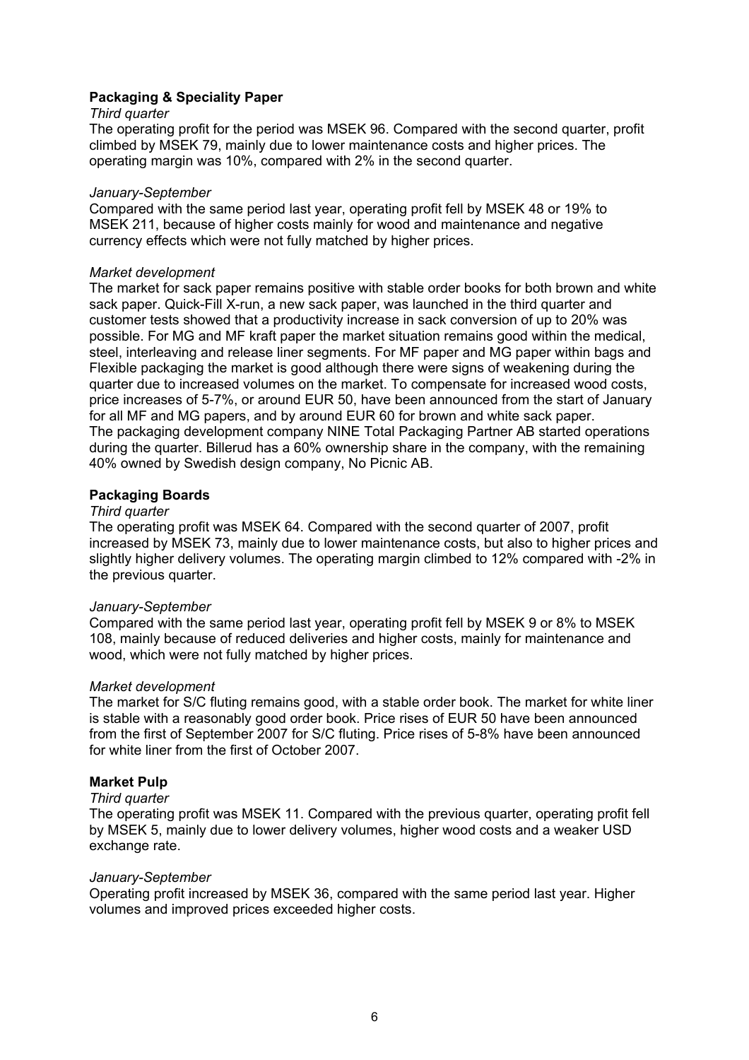### Packaging & Speciality Paper

*Third quarter*

The operating profit for the period was MSEK 96. Compared with the second quarter, profit climbed by MSEK 79, mainly due to lower maintenance costs and higher prices. The operating margin was 10%, compared with 2% in the second quarter.

*January-September*

Compared with the same period last year, operating profit fell by MSEK 48 or 19% to MSEK 211, because of higher costs mainly for wood and maintenance and negative currency effects which were not fully matched by higher prices.

*Market development*

The market for sack paper remains positive with stable order books for both brown and white sack paper. Quick-Fill X-run, a new sack paper, was launched in the third quarter and customer tests showed that a productivity increase in sack conversion of up to 20% was possible. For MG and MF kraft paper the market situation remains good within the medical, steel, interleaving and release liner segments. For MF paper and MG paper within bags and Flexible packaging the market is good although there were signs of weakening during the quarter due to increased volumes on the market. To compensate for increased wood costs, price increases of 5-7%, or around EUR 50, have been announced from the start of January for all MF and MG papers, and by around EUR 60 for brown and white sack paper.
The packaging development company NINE Total Packaging Partner AB started operations during the quarter. Billerud has a 60% ownership share in the company, with the remaining 40% owned by Swedish design company, No Picnic AB.

### Packaging Boards

*Third quarter*

The operating profit was MSEK 64. Compared with the second quarter of 2007, profit increased by MSEK 73, mainly due to lower maintenance costs, but also to higher prices and slightly higher delivery volumes. The operating margin climbed to 12% compared with -2% in the previous quarter.

*January-September*

Compared with the same period last year, operating profit fell by MSEK 9 or 8% to MSEK 108, mainly because of reduced deliveries and higher costs, mainly for maintenance and wood, which were not fully matched by higher prices.

*Market development*

The market for S/C fluting remains good, with a stable order book. The market for white liner is stable with a reasonably good order book. Price rises of EUR 50 have been announced from the first of September 2007 for S/C fluting. Price rises of 5-8% have been announced for white liner from the first of October 2007.

### Market Pulp

*Third quarter*

The operating profit was MSEK 11. Compared with the previous quarter, operating profit fell by MSEK 5, mainly due to lower delivery volumes, higher wood costs and a weaker USD exchange rate.

*January-September*

Operating profit increased by MSEK 36, compared with the same period last year. Higher volumes and improved prices exceeded higher costs.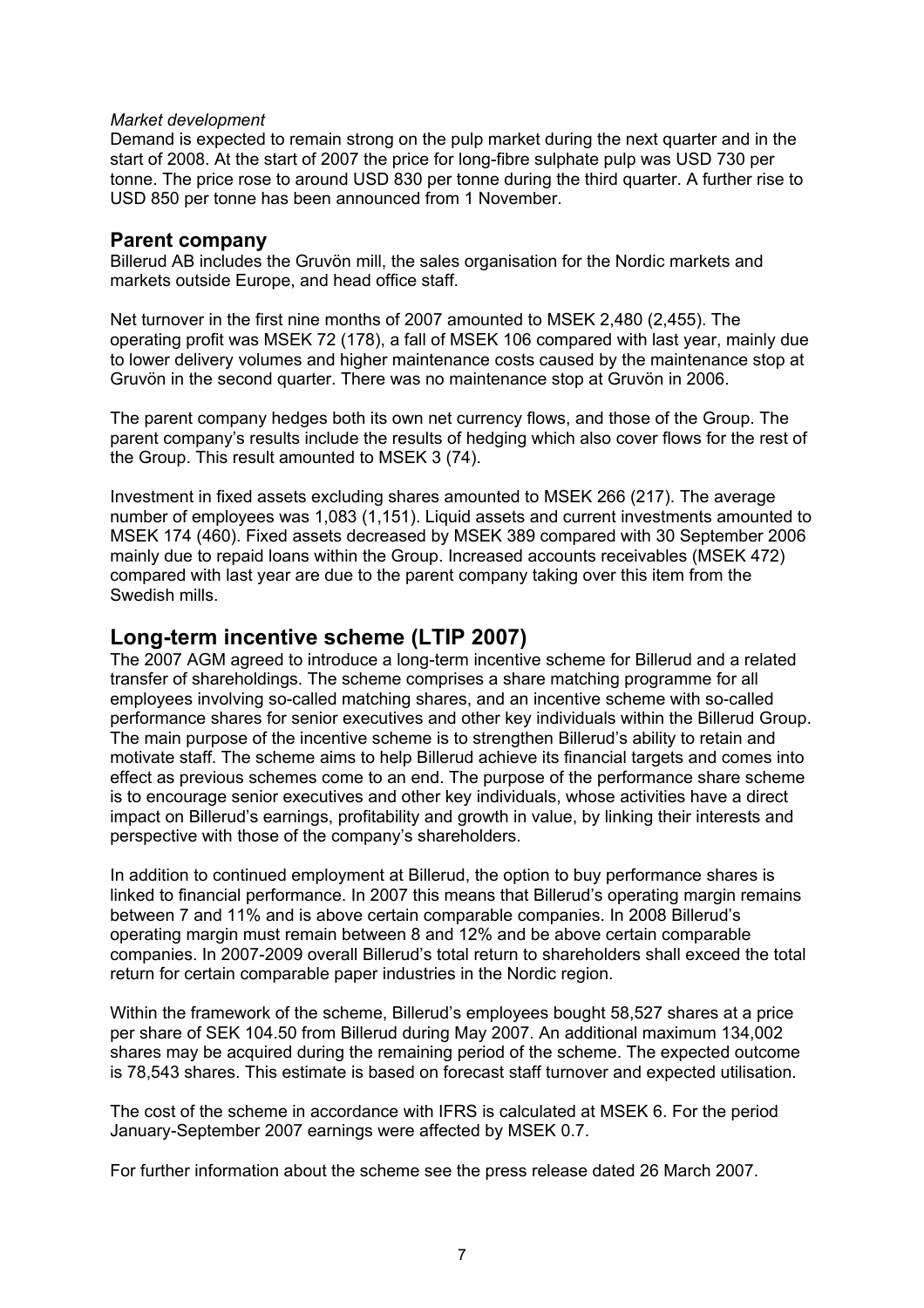*Market development*

Demand is expected to remain strong on the pulp market during the next quarter and in the start of 2008. At the start of 2007 the price for long-fibre sulphate pulp was USD 730 per tonne. The price rose to around USD 830 per tonne during the third quarter. A further rise to USD 850 per tonne has been announced from 1 November.

## Parent company

Billerud AB includes the Gruvön mill, the sales organisation for the Nordic markets and markets outside Europe, and head office staff.

Net turnover in the first nine months of 2007 amounted to MSEK 2,480 (2,455). The operating profit was MSEK 72 (178), a fall of MSEK 106 compared with last year, mainly due to lower delivery volumes and higher maintenance costs caused by the maintenance stop at Gruvön in the second quarter. There was no maintenance stop at Gruvön in 2006.

The parent company hedges both its own net currency flows, and those of the Group. The parent company's results include the results of hedging which also cover flows for the rest of the Group. This result amounted to MSEK 3 (74).

Investment in fixed assets excluding shares amounted to MSEK 266 (217). The average number of employees was 1,083 (1,151). Liquid assets and current investments amounted to MSEK 174 (460). Fixed assets decreased by MSEK 389 compared with 30 September 2006 mainly due to repaid loans within the Group. Increased accounts receivables (MSEK 472) compared with last year are due to the parent company taking over this item from the Swedish mills.

## Long-term incentive scheme (LTIP 2007)

The 2007 AGM agreed to introduce a long-term incentive scheme for Billerud and a related transfer of shareholdings. The scheme comprises a share matching programme for all employees involving so-called matching shares, and an incentive scheme with so-called performance shares for senior executives and other key individuals within the Billerud Group. The main purpose of the incentive scheme is to strengthen Billerud's ability to retain and motivate staff. The scheme aims to help Billerud achieve its financial targets and comes into effect as previous schemes come to an end. The purpose of the performance share scheme is to encourage senior executives and other key individuals, whose activities have a direct impact on Billerud's earnings, profitability and growth in value, by linking their interests and perspective with those of the company's shareholders.

In addition to continued employment at Billerud, the option to buy performance shares is linked to financial performance. In 2007 this means that Billerud's operating margin remains between 7 and 11% and is above certain comparable companies. In 2008 Billerud's operating margin must remain between 8 and 12% and be above certain comparable companies. In 2007-2009 overall Billerud's total return to shareholders shall exceed the total return for certain comparable paper industries in the Nordic region.

Within the framework of the scheme, Billerud's employees bought 58,527 shares at a price per share of SEK 104.50 from Billerud during May 2007. An additional maximum 134,002 shares may be acquired during the remaining period of the scheme. The expected outcome is 78,543 shares. This estimate is based on forecast staff turnover and expected utilisation.

The cost of the scheme in accordance with IFRS is calculated at MSEK 6. For the period January-September 2007 earnings were affected by MSEK 0.7.

For further information about the scheme see the press release dated 26 March 2007.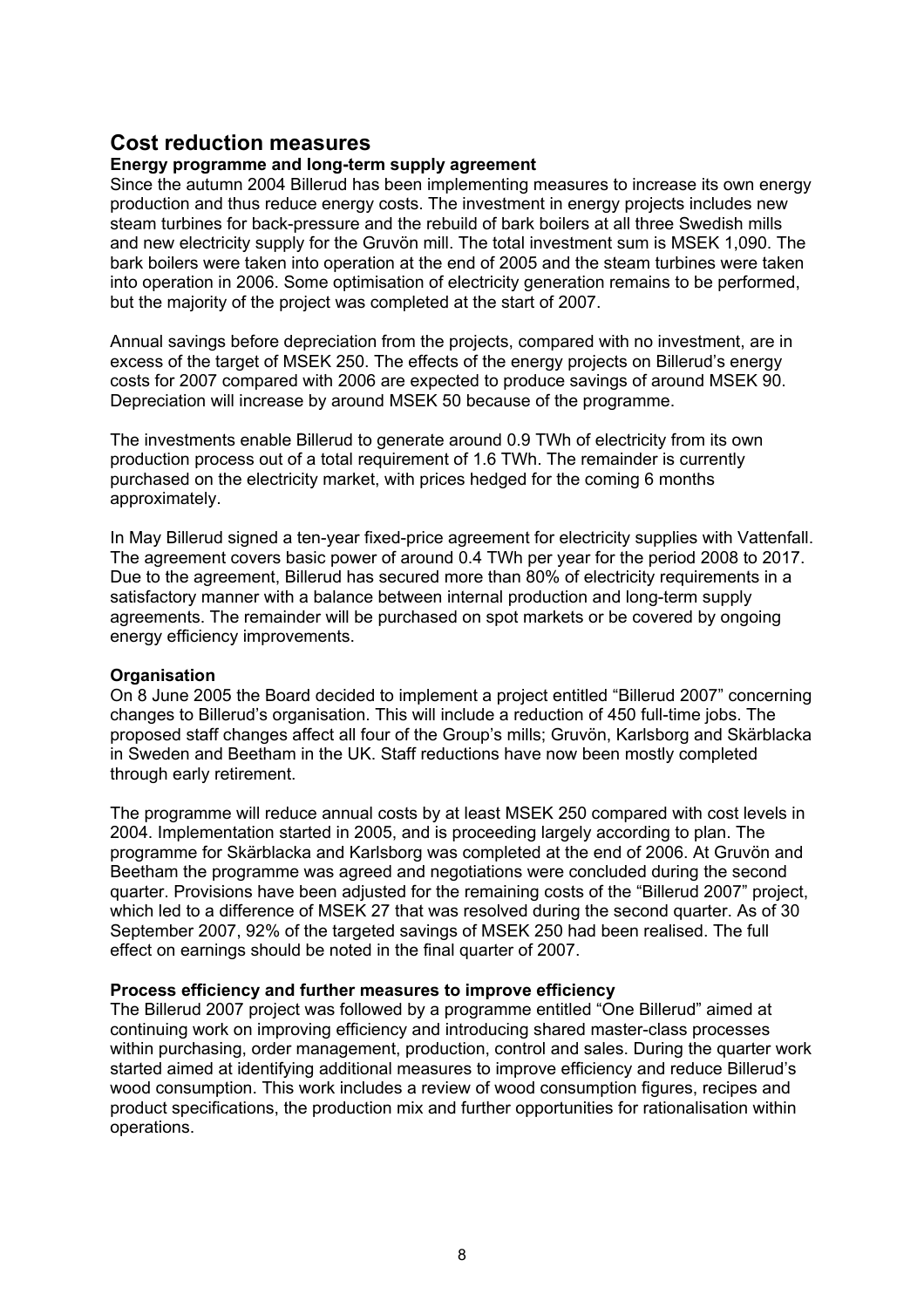## Cost reduction measures

### Energy programme and long-term supply agreement

Since the autumn 2004 Billerud has been implementing measures to increase its own energy production and thus reduce energy costs. The investment in energy projects includes new steam turbines for back-pressure and the rebuild of bark boilers at all three Swedish mills and new electricity supply for the Gruvön mill. The total investment sum is MSEK 1,090. The bark boilers were taken into operation at the end of 2005 and the steam turbines were taken into operation in 2006. Some optimisation of electricity generation remains to be performed, but the majority of the project was completed at the start of 2007.

Annual savings before depreciation from the projects, compared with no investment, are in excess of the target of MSEK 250. The effects of the energy projects on Billerud's energy costs for 2007 compared with 2006 are expected to produce savings of around MSEK 90. Depreciation will increase by around MSEK 50 because of the programme.

The investments enable Billerud to generate around 0.9 TWh of electricity from its own production process out of a total requirement of 1.6 TWh. The remainder is currently purchased on the electricity market, with prices hedged for the coming 6 months approximately.

In May Billerud signed a ten-year fixed-price agreement for electricity supplies with Vattenfall. The agreement covers basic power of around 0.4 TWh per year for the period 2008 to 2017. Due to the agreement, Billerud has secured more than 80% of electricity requirements in a satisfactory manner with a balance between internal production and long-term supply agreements. The remainder will be purchased on spot markets or be covered by ongoing energy efficiency improvements.

### Organisation

On 8 June 2005 the Board decided to implement a project entitled "Billerud 2007" concerning changes to Billerud's organisation. This will include a reduction of 450 full-time jobs. The proposed staff changes affect all four of the Group's mills; Gruvön, Karlsborg and Skärblacka in Sweden and Beetham in the UK. Staff reductions have now been mostly completed through early retirement.

The programme will reduce annual costs by at least MSEK 250 compared with cost levels in 2004. Implementation started in 2005, and is proceeding largely according to plan. The programme for Skärblacka and Karlsborg was completed at the end of 2006. At Gruvön and Beetham the programme was agreed and negotiations were concluded during the second quarter. Provisions have been adjusted for the remaining costs of the "Billerud 2007" project, which led to a difference of MSEK 27 that was resolved during the second quarter. As of 30 September 2007, 92% of the targeted savings of MSEK 250 had been realised. The full effect on earnings should be noted in the final quarter of 2007.

### Process efficiency and further measures to improve efficiency

The Billerud 2007 project was followed by a programme entitled "One Billerud" aimed at continuing work on improving efficiency and introducing shared master-class processes within purchasing, order management, production, control and sales. During the quarter work started aimed at identifying additional measures to improve efficiency and reduce Billerud's wood consumption. This work includes a review of wood consumption figures, recipes and product specifications, the production mix and further opportunities for rationalisation within operations.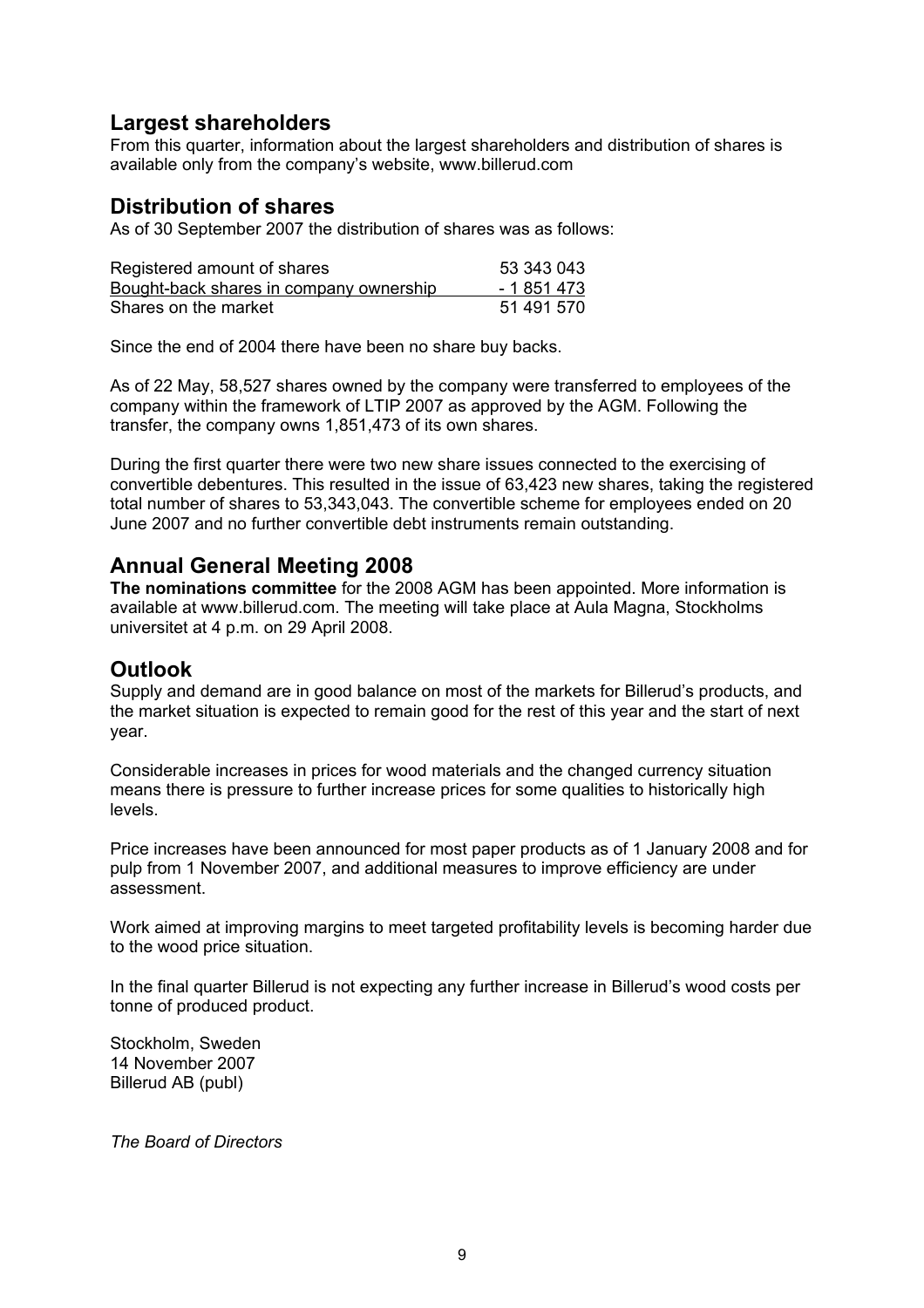## Largest shareholders

From this quarter, information about the largest shareholders and distribution of shares is available only from the company's website, www.billerud.com

## Distribution of shares

As of 30 September 2007 the distribution of shares was as follows:

| | |
|---|---|
| Registered amount of shares | 53 343 043 |
| Bought-back shares in company ownership | - 1 851 473 |
| Shares on the market | 51 491 570 |

Since the end of 2004 there have been no share buy backs.

As of 22 May, 58,527 shares owned by the company were transferred to employees of the company within the framework of LTIP 2007 as approved by the AGM. Following the transfer, the company owns 1,851,473 of its own shares.

During the first quarter there were two new share issues connected to the exercising of convertible debentures. This resulted in the issue of 63,423 new shares, taking the registered total number of shares to 53,343,043. The convertible scheme for employees ended on 20 June 2007 and no further convertible debt instruments remain outstanding.

## Annual General Meeting 2008

**The nominations committee** for the 2008 AGM has been appointed. More information is available at www.billerud.com. The meeting will take place at Aula Magna, Stockholms universitet at 4 p.m. on 29 April 2008.

## Outlook

Supply and demand are in good balance on most of the markets for Billerud's products, and the market situation is expected to remain good for the rest of this year and the start of next year.

Considerable increases in prices for wood materials and the changed currency situation means there is pressure to further increase prices for some qualities to historically high levels.

Price increases have been announced for most paper products as of 1 January 2008 and for pulp from 1 November 2007, and additional measures to improve efficiency are under assessment.

Work aimed at improving margins to meet targeted profitability levels is becoming harder due to the wood price situation.

In the final quarter Billerud is not expecting any further increase in Billerud's wood costs per tonne of produced product.

Stockholm, Sweden
14 November 2007
Billerud AB (publ)

*The Board of Directors*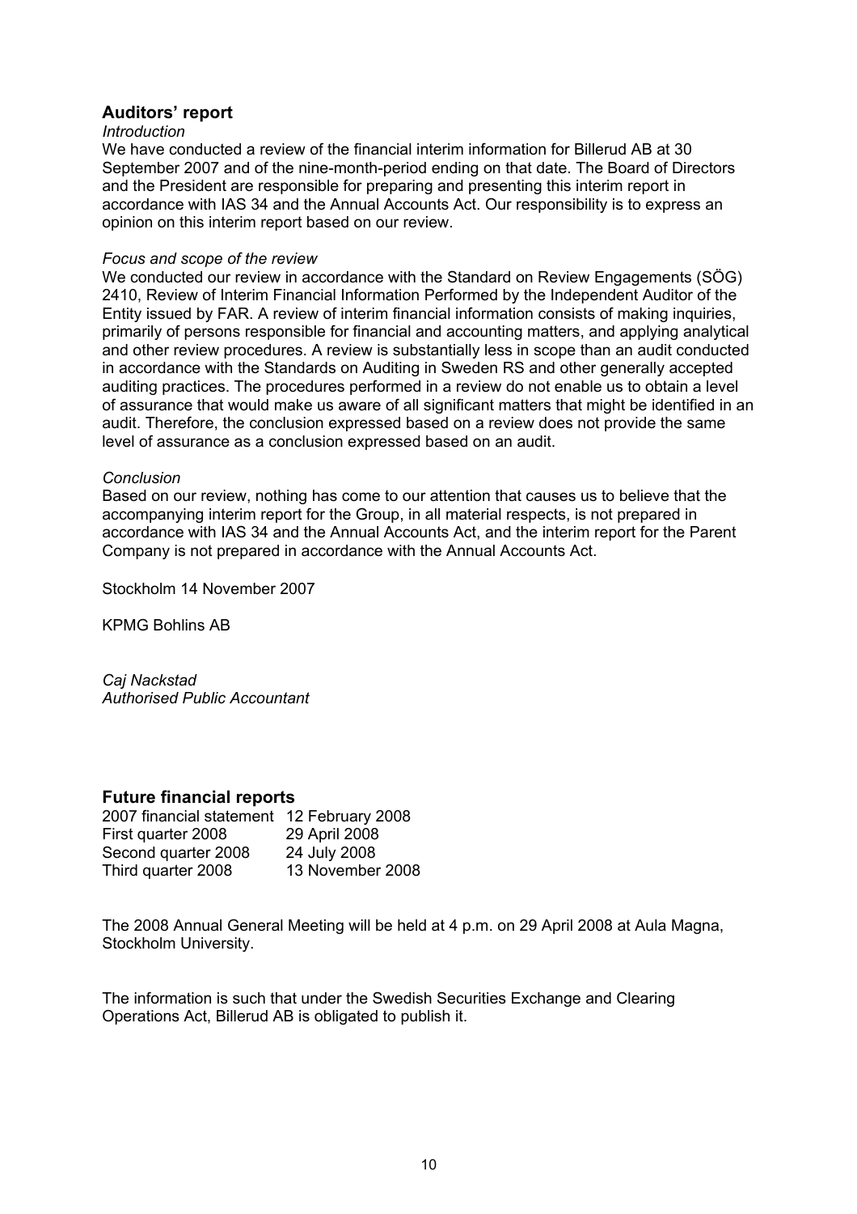## Auditors' report

*Introduction*

We have conducted a review of the financial interim information for Billerud AB at 30 September 2007 and of the nine-month-period ending on that date. The Board of Directors and the President are responsible for preparing and presenting this interim report in accordance with IAS 34 and the Annual Accounts Act. Our responsibility is to express an opinion on this interim report based on our review.

*Focus and scope of the review*

We conducted our review in accordance with the Standard on Review Engagements (SÖG) 2410, Review of Interim Financial Information Performed by the Independent Auditor of the Entity issued by FAR. A review of interim financial information consists of making inquiries, primarily of persons responsible for financial and accounting matters, and applying analytical and other review procedures. A review is substantially less in scope than an audit conducted in accordance with the Standards on Auditing in Sweden RS and other generally accepted auditing practices. The procedures performed in a review do not enable us to obtain a level of assurance that would make us aware of all significant matters that might be identified in an audit. Therefore, the conclusion expressed based on a review does not provide the same level of assurance as a conclusion expressed based on an audit.

*Conclusion*

Based on our review, nothing has come to our attention that causes us to believe that the accompanying interim report for the Group, in all material respects, is not prepared in accordance with IAS 34 and the Annual Accounts Act, and the interim report for the Parent Company is not prepared in accordance with the Annual Accounts Act.

Stockholm 14 November 2007

KPMG Bohlins AB

*Caj Nackstad*
*Authorised Public Accountant*

## Future financial reports

| | |
|---|---|
| 2007 financial statement | 12 February 2008 |
| First quarter 2008 | 29 April 2008 |
| Second quarter 2008 | 24 July 2008 |
| Third quarter 2008 | 13 November 2008 |

The 2008 Annual General Meeting will be held at 4 p.m. on 29 April 2008 at Aula Magna, Stockholm University.

The information is such that under the Swedish Securities Exchange and Clearing Operations Act, Billerud AB is obligated to publish it.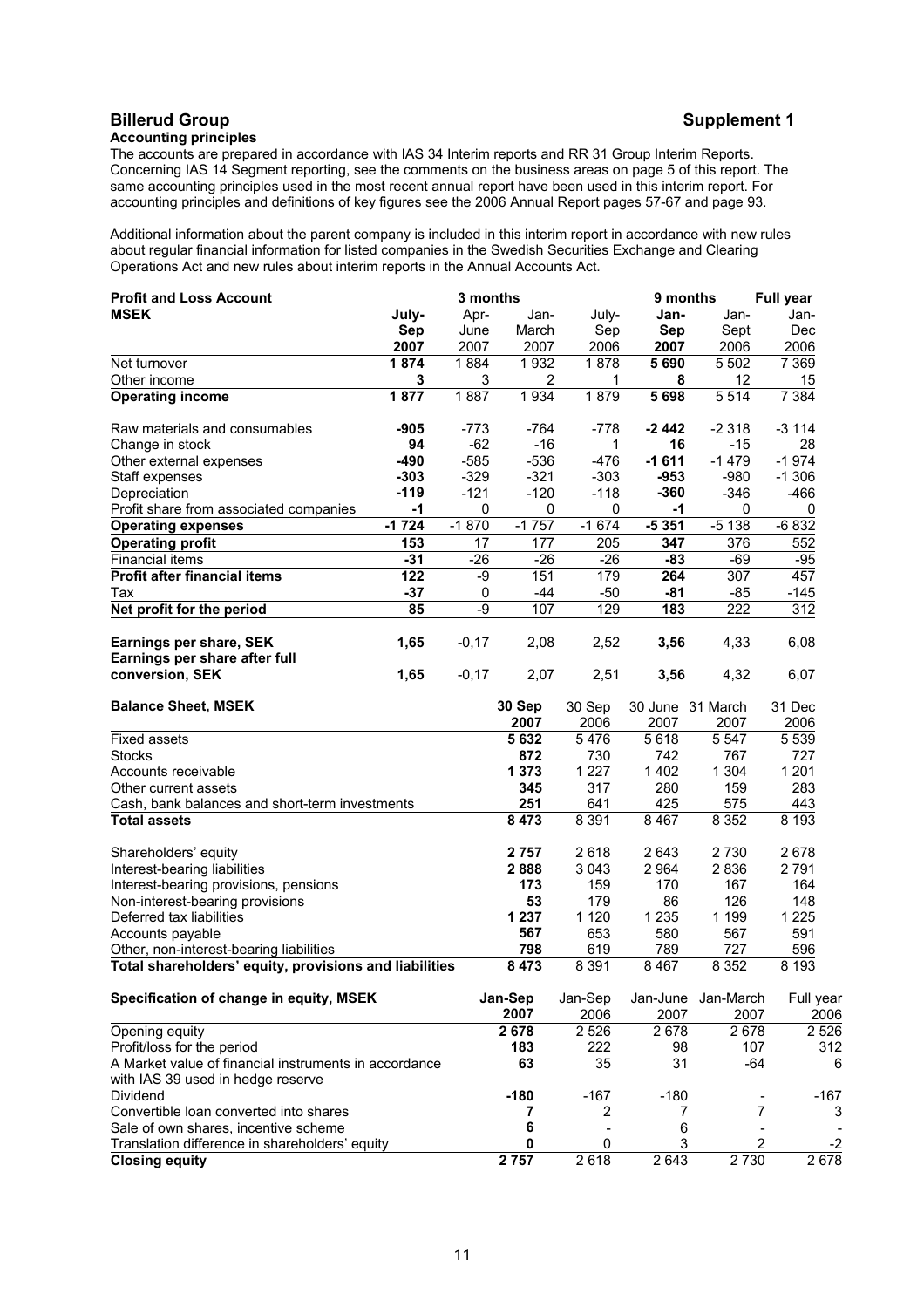## Billerud Group

**Supplement 1**

### Accounting principles

The accounts are prepared in accordance with IAS 34 Interim reports and RR 31 Group Interim Reports. Concerning IAS 14 Segment reporting, see the comments on the business areas on page 5 of this report. The same accounting principles used in the most recent annual report have been used in this interim report. For accounting principles and definitions of key figures see the 2006 Annual Report pages 57-67 and page 93.

Additional information about the parent company is included in this interim report in accordance with new rules about regular financial information for listed companies in the Swedish Securities Exchange and Clearing Operations Act and new rules about interim reports in the Annual Accounts Act.

| **Profit and Loss Account** | 3 months | | | | 9 months | | Full year |
|---|---|---|---|---|---|---|---|
| **MSEK** | **July-Sep 2007** | Apr-June 2007 | Jan-March 2007 | July-Sep 2006 | **Jan-Sep 2007** | Jan-Sept 2006 | Jan-Dec 2006 |
| Net turnover | **1 874** | 1 884 | 1 932 | 1 878 | **5 690** | 5 502 | 7 369 |
| Other income | **3** | 3 | 2 | 1 | **8** | 12 | 15 |
| **Operating income** | **1 877** | 1 887 | 1 934 | 1 879 | **5 698** | 5 514 | 7 384 |
| Raw materials and consumables | **-905** | -773 | -764 | -778 | **-2 442** | -2 318 | -3 114 |
| Change in stock | **94** | -62 | -16 | 1 | **16** | -15 | 28 |
| Other external expenses | **-490** | -585 | -536 | -476 | **-1 611** | -1 479 | -1 974 |
| Staff expenses | **-303** | -329 | -321 | -303 | **-953** | -980 | -1 306 |
| Depreciation | **-119** | -121 | -120 | -118 | **-360** | -346 | -466 |
| Profit share from associated companies | **-1** | 0 | 0 | 0 | **-1** | 0 | 0 |
| **Operating expenses** | **-1 724** | -1 870 | -1 757 | -1 674 | **-5 351** | -5 138 | -6 832 |
| **Operating profit** | **153** | 17 | 177 | 205 | **347** | 376 | 552 |
| Financial items | **-31** | -26 | -26 | -26 | **-83** | -69 | -95 |
| **Profit after financial items** | **122** | -9 | 151 | 179 | **264** | 307 | 457 |
| Tax | **-37** | 0 | -44 | -50 | **-81** | -85 | -145 |
| **Net profit for the period** | **85** | -9 | 107 | 129 | **183** | 222 | 312 |
| **Earnings per share, SEK** | **1,65** | -0,17 | 2,08 | 2,52 | **3,56** | 4,33 | 6,08 |
| **Earnings per share after full conversion, SEK** | **1,65** | -0,17 | 2,07 | 2,51 | **3,56** | 4,32 | 6,07 |

| **Balance Sheet, MSEK** | **30 Sep 2007** | 30 Sep 2006 | 30 June 2007 | 31 March 2007 | 31 Dec 2006 |
|---|---|---|---|---|---|
| Fixed assets | **5 632** | 5 476 | 5 618 | 5 547 | 5 539 |
| Stocks | **872** | 730 | 742 | 767 | 727 |
| Accounts receivable | **1 373** | 1 227 | 1 402 | 1 304 | 1 201 |
| Other current assets | **345** | 317 | 280 | 159 | 283 |
| Cash, bank balances and short-term investments | **251** | 641 | 425 | 575 | 443 |
| **Total assets** | **8 473** | 8 391 | 8 467 | 8 352 | 8 193 |
| Shareholders' equity | **2 757** | 2 618 | 2 643 | 2 730 | 2 678 |
| Interest-bearing liabilities | **2 888** | 3 043 | 2 964 | 2 836 | 2 791 |
| Interest-bearing provisions, pensions | **173** | 159 | 170 | 167 | 164 |
| Non-interest-bearing provisions | **53** | 179 | 86 | 126 | 148 |
| Deferred tax liabilities | **1 237** | 1 120 | 1 235 | 1 199 | 1 225 |
| Accounts payable | **567** | 653 | 580 | 567 | 591 |
| Other, non-interest-bearing liabilities | **798** | 619 | 789 | 727 | 596 |
| **Total shareholders' equity, provisions and liabilities** | **8 473** | 8 391 | 8 467 | 8 352 | 8 193 |

| **Specification of change in equity, MSEK** | **Jan-Sep 2007** | Jan-Sep 2006 | Jan-June 2007 | Jan-March 2007 | Full year 2006 |
|---|---|---|---|---|---|
| Opening equity | **2 678** | 2 526 | 2 678 | 2 678 | 2 526 |
| Profit/loss for the period | **183** | 222 | 98 | 107 | 312 |
| A Market value of financial instruments in accordance with IAS 39 used in hedge reserve | **63** | 35 | 31 | -64 | 6 |
| Dividend | **-180** | -167 | -180 | - | -167 |
| Convertible loan converted into shares | **7** | 2 | 7 | 7 | 3 |
| Sale of own shares, incentive scheme | **6** | - | 6 | - | - |
| Translation difference in shareholders' equity | **0** | 0 | 3 | 2 | -2 |
| **Closing equity** | **2 757** | 2 618 | 2 643 | 2 730 | 2 678 |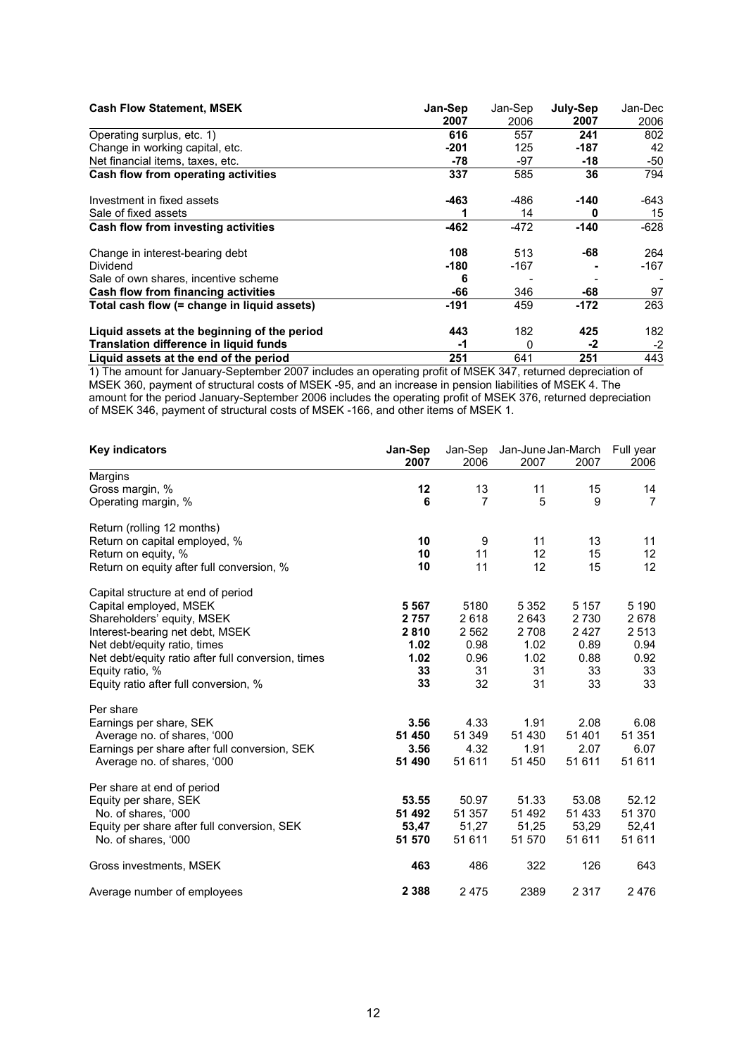| **Cash Flow Statement, MSEK** | **Jan-Sep 2007** | Jan-Sep 2006 | **July-Sep 2007** | Jan-Dec 2006 |
|---|---|---|---|---|
| Operating surplus, etc. 1) | **616** | 557 | **241** | 802 |
| Change in working capital, etc. | **-201** | 125 | **-187** | 42 |
| Net financial items, taxes, etc. | **-78** | -97 | **-18** | -50 |
| **Cash flow from operating activities** | **337** | 585 | **36** | 794 |
| | | | | |
| Investment in fixed assets | **-463** | -486 | **-140** | -643 |
| Sale of fixed assets | **1** | 14 | **0** | 15 |
| **Cash flow from investing activities** | **-462** | -472 | **-140** | -628 |
| | | | | |
| Change in interest-bearing debt | **108** | 513 | **-68** | 264 |
| Dividend | **-180** | -167 | **-** | -167 |
| Sale of own shares, incentive scheme | **6** | - | - | - |
| **Cash flow from financing activities** | **-66** | 346 | **-68** | 97 |
| **Total cash flow (= change in liquid assets)** | **-191** | 459 | **-172** | 263 |
| | | | | |
| **Liquid assets at the beginning of the period** | **443** | 182 | **425** | 182 |
| **Translation difference in liquid funds** | **-1** | 0 | **-2** | -2 |
| **Liquid assets at the end of the period** | **251** | 641 | **251** | 443 |

1) The amount for January-September 2007 includes an operating profit of MSEK 347, returned depreciation of MSEK 360, payment of structural costs of MSEK -95, and an increase in pension liabilities of MSEK 4. The amount for the period January-September 2006 includes the operating profit of MSEK 376, returned depreciation of MSEK 346, payment of structural costs of MSEK -166, and other items of MSEK 1.

| **Key indicators** | **Jan-Sep 2007** | Jan-Sep 2006 | Jan-June 2007 | Jan-March 2007 | Full year 2006 |
|---|---|---|---|---|---|
| Margins | | | | | |
| Gross margin, % | **12** | 13 | 11 | 15 | 14 |
| Operating margin, % | **6** | 7 | 5 | 9 | 7 |
| | | | | | |
| Return (rolling 12 months) | | | | | |
| Return on capital employed, % | **10** | 9 | 11 | 13 | 11 |
| Return on equity, % | **10** | 11 | 12 | 15 | 12 |
| Return on equity after full conversion, % | **10** | 11 | 12 | 15 | 12 |
| | | | | | |
| Capital structure at end of period | | | | | |
| Capital employed, MSEK | **5 567** | 5180 | 5 352 | 5 157 | 5 190 |
| Shareholders' equity, MSEK | **2 757** | 2 618 | 2 643 | 2 730 | 2 678 |
| Interest-bearing net debt, MSEK | **2 810** | 2 562 | 2 708 | 2 427 | 2 513 |
| Net debt/equity ratio, times | **1.02** | 0.98 | 1.02 | 0.89 | 0.94 |
| Net debt/equity ratio after full conversion, times | **1.02** | 0.96 | 1.02 | 0.88 | 0.92 |
| Equity ratio, % | **33** | 31 | 31 | 33 | 33 |
| Equity ratio after full conversion, % | **33** | 32 | 31 | 33 | 33 |
| | | | | | |
| Per share | | | | | |
| Earnings per share, SEK | **3.56** | 4.33 | 1.91 | 2.08 | 6.08 |
| Average no. of shares, '000 | **51 450** | 51 349 | 51 430 | 51 401 | 51 351 |
| Earnings per share after full conversion, SEK | **3.56** | 4.32 | 1.91 | 2.07 | 6.07 |
| Average no. of shares, '000 | **51 490** | 51 611 | 51 450 | 51 611 | 51 611 |
| | | | | | |
| Per share at end of period | | | | | |
| Equity per share, SEK | **53.55** | 50.97 | 51.33 | 53.08 | 52.12 |
| No. of shares, '000 | **51 492** | 51 357 | 51 492 | 51 433 | 51 370 |
| Equity per share after full conversion, SEK | **53,47** | 51,27 | 51,25 | 53,29 | 52,41 |
| No. of shares, '000 | **51 570** | 51 611 | 51 570 | 51 611 | 51 611 |
| | | | | | |
| Gross investments, MSEK | **463** | 486 | 322 | 126 | 643 |
| | | | | | |
| Average number of employees | **2 388** | 2 475 | 2389 | 2 317 | 2 476 |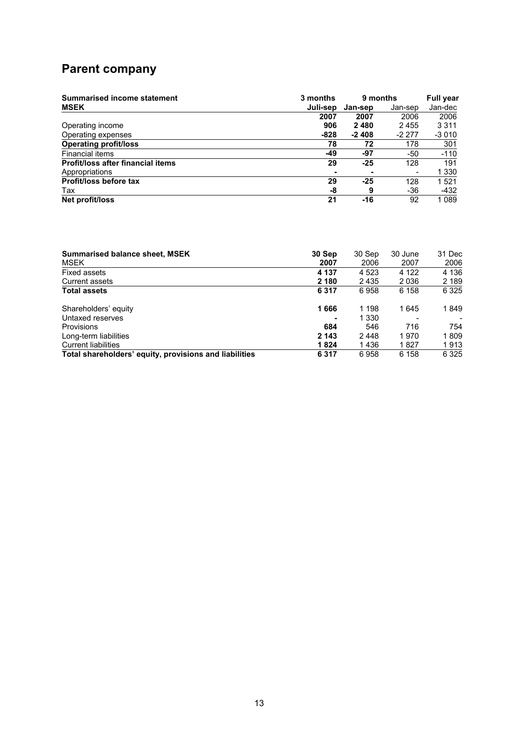# Parent company

| Summarised income statement | 3 months | 9 months | | Full year |
|---|---|---|---|---|
| **MSEK** | **Juli-sep** | **Jan-sep** | Jan-sep | Jan-dec |
| | **2007** | **2007** | 2006 | 2006 |
| Operating income | **906** | **2 480** | 2 455 | 3 311 |
| Operating expenses | **-828** | **-2 408** | -2 277 | -3 010 |
| **Operating profit/loss** | **78** | **72** | 178 | 301 |
| Financial items | **-49** | **-97** | -50 | -110 |
| **Profit/loss after financial items** | **29** | **-25** | 128 | 191 |
| Appropriations | **-** | **-** | - | 1 330 |
| **Profit/loss before tax** | **29** | **-25** | 128 | 1 521 |
| Tax | **-8** | **9** | -36 | -432 |
| **Net profit/loss** | **21** | **-16** | 92 | 1 089 |

| **Summarised balance sheet, MSEK** | **30 Sep** | 30 Sep | 30 June | 31 Dec |
|---|---|---|---|---|
| MSEK | **2007** | 2006 | 2007 | 2006 |
| Fixed assets | **4 137** | 4 523 | 4 122 | 4 136 |
| Current assets | **2 180** | 2 435 | 2 036 | 2 189 |
| **Total assets** | **6 317** | 6 958 | 6 158 | 6 325 |
| | | | | |
| Shareholders' equity | **1 666** | 1 198 | 1 645 | 1 849 |
| Untaxed reserves | **-** | 1 330 | - | - |
| Provisions | **684** | 546 | 716 | 754 |
| Long-term liabilities | **2 143** | 2 448 | 1 970 | 1 809 |
| Current liabilities | **1 824** | 1 436 | 1 827 | 1 913 |
| **Total shareholders' equity, provisions and liabilities** | **6 317** | 6 958 | 6 158 | 6 325 |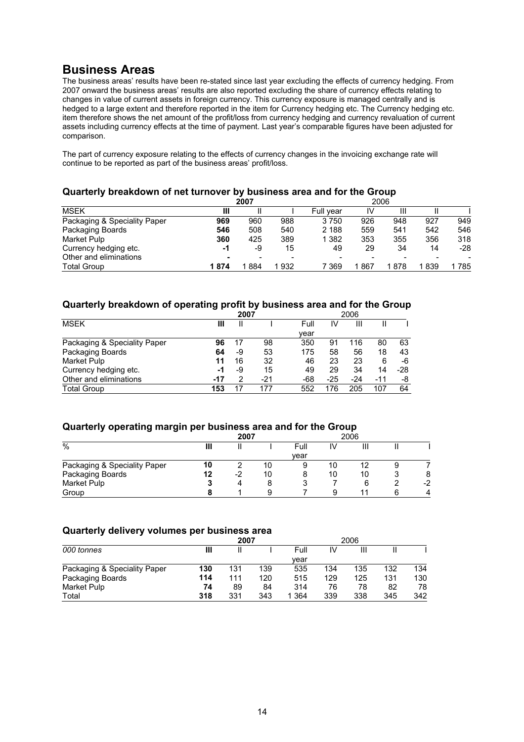# Business Areas

The business areas' results have been re-stated since last year excluding the effects of currency hedging. From 2007 onward the business areas' results are also reported excluding the share of currency effects relating to changes in value of current assets in foreign currency. This currency exposure is managed centrally and is hedged to a large extent and therefore reported in the item for Currency hedging etc. The Currency hedging etc. item therefore shows the net amount of the profit/loss from currency hedging and currency revaluation of current assets including currency effects at the time of payment. Last year's comparable figures have been adjusted for comparison.

The part of currency exposure relating to the effects of currency changes in the invoicing exchange rate will continue to be reported as part of the business areas' profit/loss.

## Quarterly breakdown of net turnover by business area and for the Group

| | 2007 | | | 2006 | | | | |
|---|---|---|---|---|---|---|---|---|
| MSEK | **III** | II | I | Full year | IV | III | II | I |
| Packaging & Speciality Paper | **969** | 960 | 988 | 3 750 | 926 | 948 | 927 | 949 |
| Packaging Boards | **546** | 508 | 540 | 2 188 | 559 | 541 | 542 | 546 |
| Market Pulp | **360** | 425 | 389 | 1 382 | 353 | 355 | 356 | 318 |
| Currency hedging etc. | **-1** | -9 | 15 | 49 | 29 | 34 | 14 | -28 |
| Other and eliminations | **-** | - | - | - | - | - | - | - |
| Total Group | **1 874** | 1 884 | 1 932 | 7 369 | 1 867 | 1 878 | 1 839 | 1 785 |

## Quarterly breakdown of operating profit by business area and for the Group

| | 2007 | | | 2006 | | | | |
|---|---|---|---|---|---|---|---|---|
| MSEK | **III** | II | I | Full year | IV | III | II | I |
| Packaging & Speciality Paper | **96** | 17 | 98 | 350 | 91 | 116 | 80 | 63 |
| Packaging Boards | **64** | -9 | 53 | 175 | 58 | 56 | 18 | 43 |
| Market Pulp | **11** | 16 | 32 | 46 | 23 | 23 | 6 | -6 |
| Currency hedging etc. | **-1** | -9 | 15 | 49 | 29 | 34 | 14 | -28 |
| Other and eliminations | **-17** | 2 | -21 | -68 | -25 | -24 | -11 | -8 |
| Total Group | **153** | 17 | 177 | 552 | 176 | 205 | 107 | 64 |

## Quarterly operating margin per business area and for the Group

| | 2007 | | | 2006 | | | | |
|---|---|---|---|---|---|---|---|---|
| % | **III** | II | I | Full year | IV | III | II | I |
| Packaging & Speciality Paper | **10** | 2 | 10 | 9 | 10 | 12 | 9 | 7 |
| Packaging Boards | **12** | -2 | 10 | 8 | 10 | 10 | 3 | 8 |
| Market Pulp | **3** | 4 | 8 | 3 | 7 | 6 | 2 | -2 |
| Group | **8** | 1 | 9 | 7 | 9 | 11 | 6 | 4 |

## Quarterly delivery volumes per business area

| | 2007 | | | 2006 | | | | |
|---|---|---|---|---|---|---|---|---|
| *000 tonnes* | **III** | II | I | Full year | IV | III | II | I |
| Packaging & Speciality Paper | **130** | 131 | 139 | 535 | 134 | 135 | 132 | 134 |
| Packaging Boards | **114** | 111 | 120 | 515 | 129 | 125 | 131 | 130 |
| Market Pulp | **74** | 89 | 84 | 314 | 76 | 78 | 82 | 78 |
| Total | **318** | 331 | 343 | 1 364 | 339 | 338 | 345 | 342 |